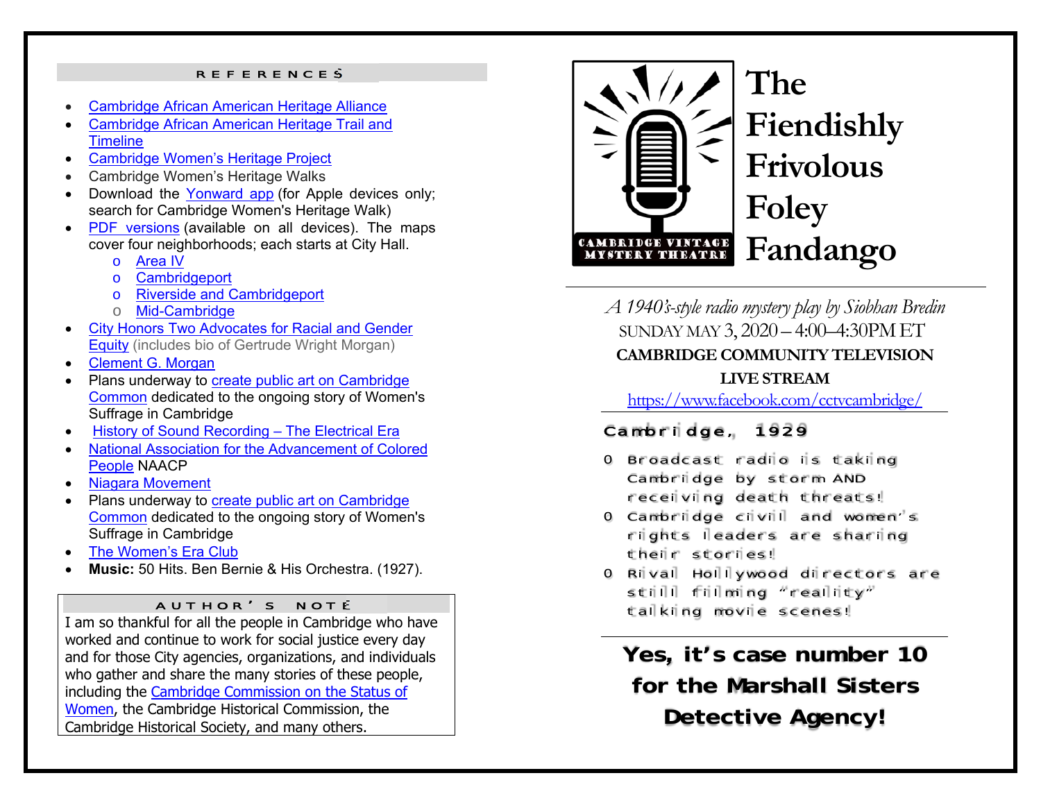## REFERENCES

- Cambridge African American Heritage Alliance
- Cambridge African American Heritage Trail and Timeline
- Cambridge Women's Heritage Project
- Cambridge Women's Heritage Walks
- Download the Yonward app (for Apple devices only; search for Cambridge Women's Heritage Walk)
- PDF versions (available on all devices). The maps cover four neighborhoods; each starts at City Hall.
  - Area IV
  - Cambridgeport
  - Riverside and Cambridgeport
  - Mid-Cambridge
- City Honors Two Advocates for Racial and Gender Equity (includes bio of Gertrude Wright Morgan)
- Clement G. Morgan
- Plans underway to create public art on Cambridge Common dedicated to the ongoing story of Women's Suffrage in Cambridge
- History of Sound Recording – The Electrical Era
- National Association for the Advancement of Colored People NAACP
- Niagara Movement
- Plans underway to create public art on Cambridge Common dedicated to the ongoing story of Women's Suffrage in Cambridge
- The Women's Era Club
- **Music:** 50 Hits. Ben Bernie & His Orchestra. (1927).

## AUTHOR'S NOTE

I am so thankful for all the people in Cambridge who have worked and continue to work for social justice every day and for those City agencies, organizations, and individuals who gather and share the many stories of these people, including the Cambridge Commission on the Status of Women, the Cambridge Historical Commission, the Cambridge Historical Society, and many others.

CAMBRIDGE VINTAGE MYSTERY THEATRE

# The Fiendishly Frivolous Foley Fandango

*A 1940's-style radio mystery play by Siobhan Bredin*

SUNDAY MAY 3, 2020 – 4:00–4:30PM ET

**CAMBRIDGE COMMUNITY TELEVISION LIVE STREAM**

https://www.facebook.com/cctvcambridge/

### Cambridge, 1929

- Broadcast radio is taking Cambridge by storm AND receiving death threats!
- Cambridge civil and women's rights leaders are sharing their stories!
- Rival Hollywood directors are still filming "reality" talking movie scenes!

**Yes, it's case number 10 for the Marshall Sisters Detective Agency!**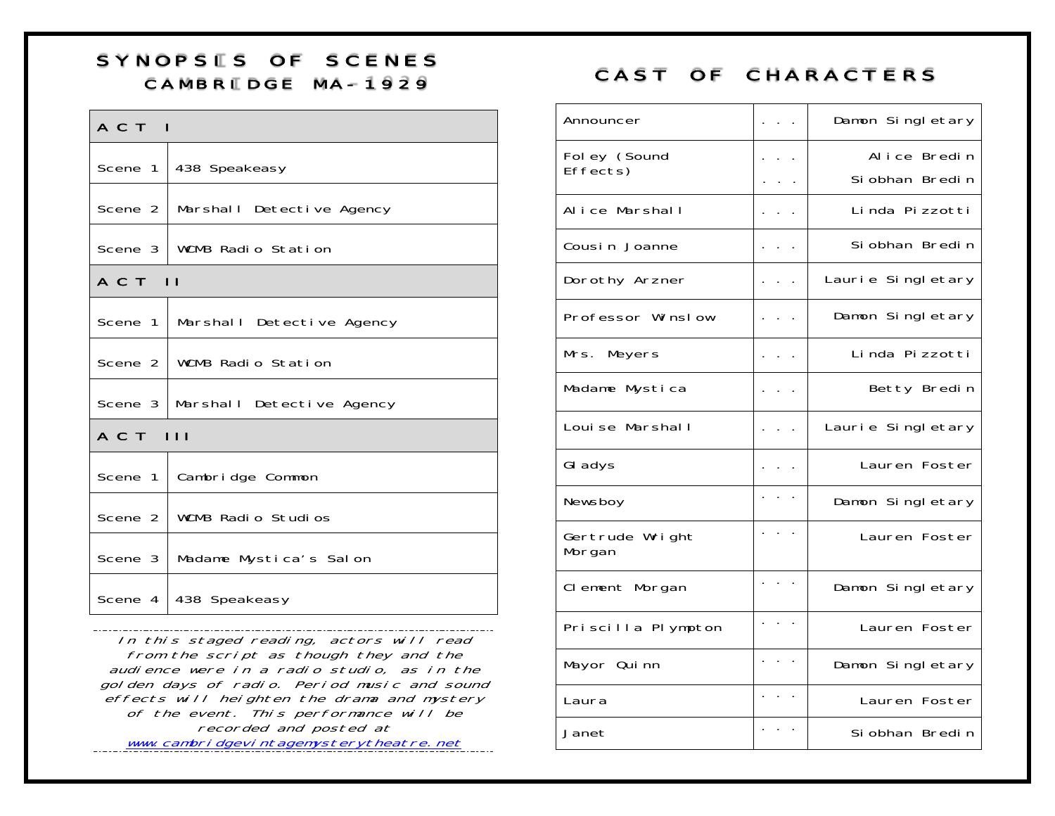# SYNOPSIS OF SCENES
## CAMBRIDGE MA-1929

| | |
|---|---|
| **ACT I** | |
| Scene 1 | 438 Speakeasy |
| Scene 2 | Marshall Detective Agency |
| Scene 3 | WCMB Radio Station |
| **ACT II** | |
| Scene 1 | Marshall Detective Agency |
| Scene 2 | WCMB Radio Station |
| Scene 3 | Marshall Detective Agency |
| **ACT III** | |
| Scene 1 | Cambridge Common |
| Scene 2 | WCMB Radio Studios |
| Scene 3 | Madame Mystica's Salon |
| Scene 4 | 438 Speakeasy |

*In this staged reading, actors will read from the script as though they and the audience were in a radio studio, as in the golden days of radio. Period music and sound effects will heighten the drama and mystery of the event. This performance will be recorded and posted at www.cambridgevintagemysterytheatre.net*

# CAST OF CHARACTERS

| | | |
|---|---|---|
| Announcer | . . . | Damon Singletary |
| Foley (Sound Effects) | . . .<br>. . . | Alice Bredin<br>Siobhan Bredin |
| Alice Marshall | . . . | Linda Pizzotti |
| Cousin Joanne | . . . | Siobhan Bredin |
| Dorothy Arzner | . . . | Laurie Singletary |
| Professor Winslow | . . . | Damon Singletary |
| Mrs. Meyers | . . . | Linda Pizzotti |
| Madame Mystica | . . . | Betty Bredin |
| Louise Marshall | . . . | Laurie Singletary |
| Gladys | . . . | Lauren Foster |
| Newsboy | . . . | Damon Singletary |
| Gertrude Wright Morgan | . . . | Lauren Foster |
| Clement Morgan | . . . | Damon Singletary |
| Priscilla Plympton | . . . | Lauren Foster |
| Mayor Quinn | . . . | Damon Singletary |
| Laura | . . . | Lauren Foster |
| Janet | . . . | Siobhan Bredin |